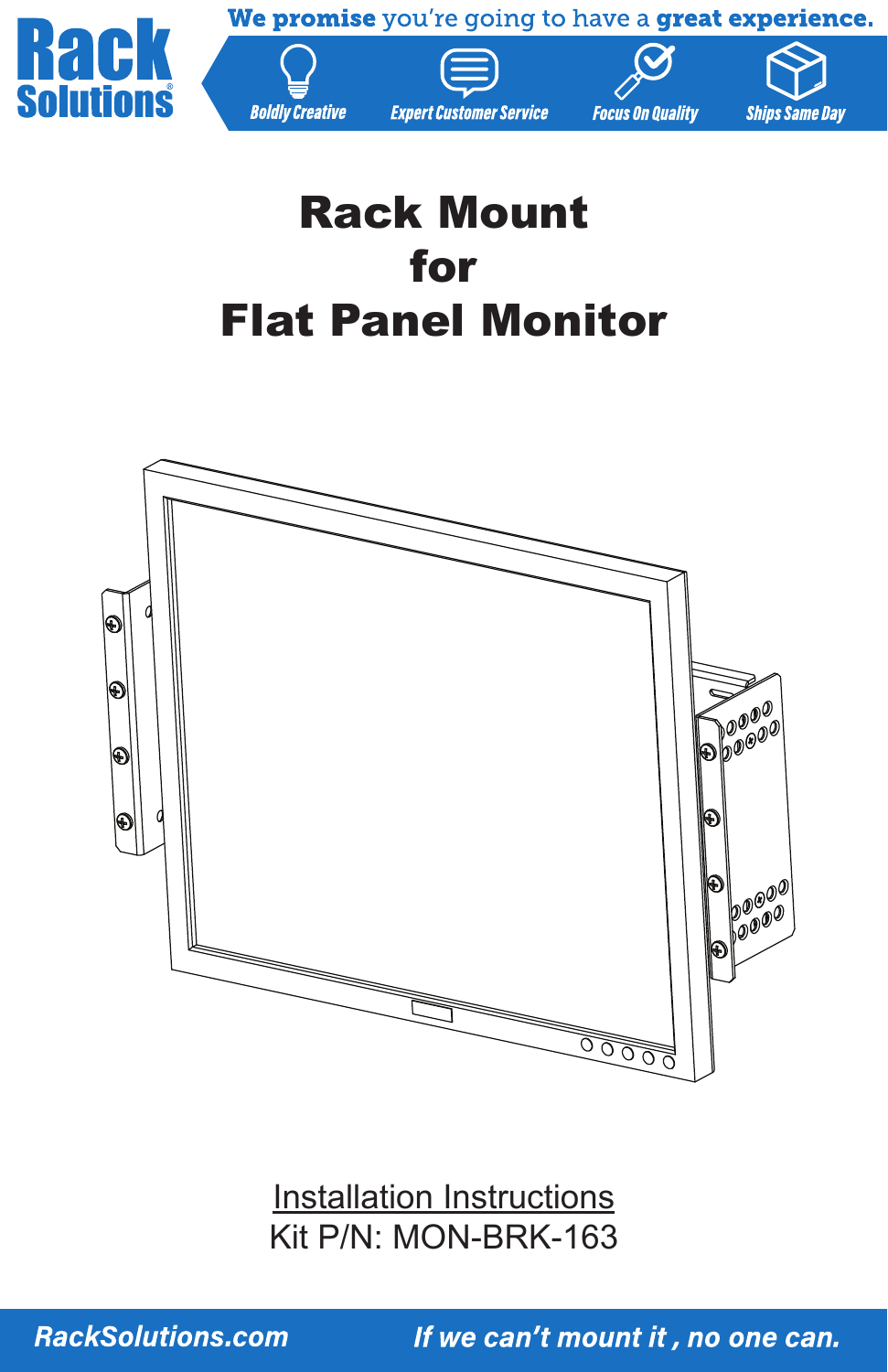Rack Solutions

We promise you're going to have a great experience.

Boldly Creative | Expert Customer Service | Focus On Quality | Ships Same Day

# Rack Mount for Flat Panel Monitor

Installation Instructions

Kit P/N: MON-BRK-163

RackSolutions.com

*If we can't mount it , no one can.*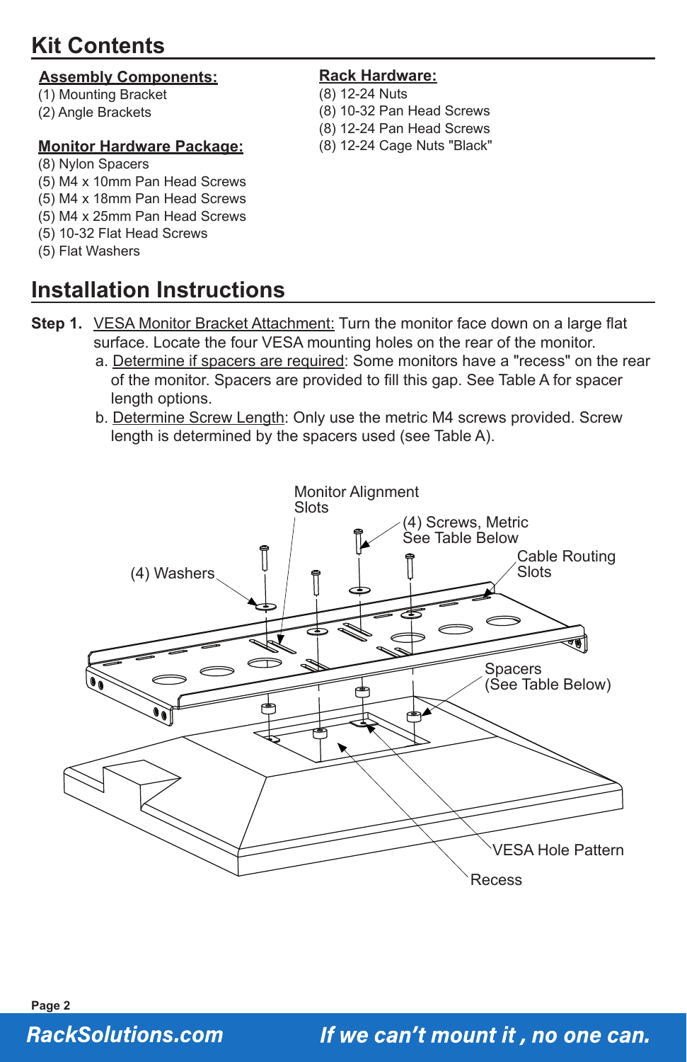## Kit Contents

**Assembly Components:**
(1) Mounting Bracket
(2) Angle Brackets

**Monitor Hardware Package:**
(8) Nylon Spacers
(5) M4 x 10mm Pan Head Screws
(5) M4 x 18mm Pan Head Screws
(5) M4 x 25mm Pan Head Screws
(5) 10-32 Flat Head Screws
(5) Flat Washers

**Rack Hardware:**
(8) 12-24 Nuts
(8) 10-32 Pan Head Screws
(8) 12-24 Pan Head Screws
(8) 12-24 Cage Nuts "Black"

## Installation Instructions

**Step 1.** VESA Monitor Bracket Attachment: Turn the monitor face down on a large flat surface. Locate the four VESA mounting holes on the rear of the monitor.

a. Determine if spacers are required: Some monitors have a "recess" on the rear of the monitor. Spacers are provided to fill this gap. See Table A for spacer length options.

b. Determine Screw Length: Only use the metric M4 screws provided. Screw length is determined by the spacers used (see Table A).

Monitor Alignment Slots
(4) Screws, Metric See Table Below
Cable Routing Slots
(4) Washers
Spacers (See Table Below)
VESA Hole Pattern
Recess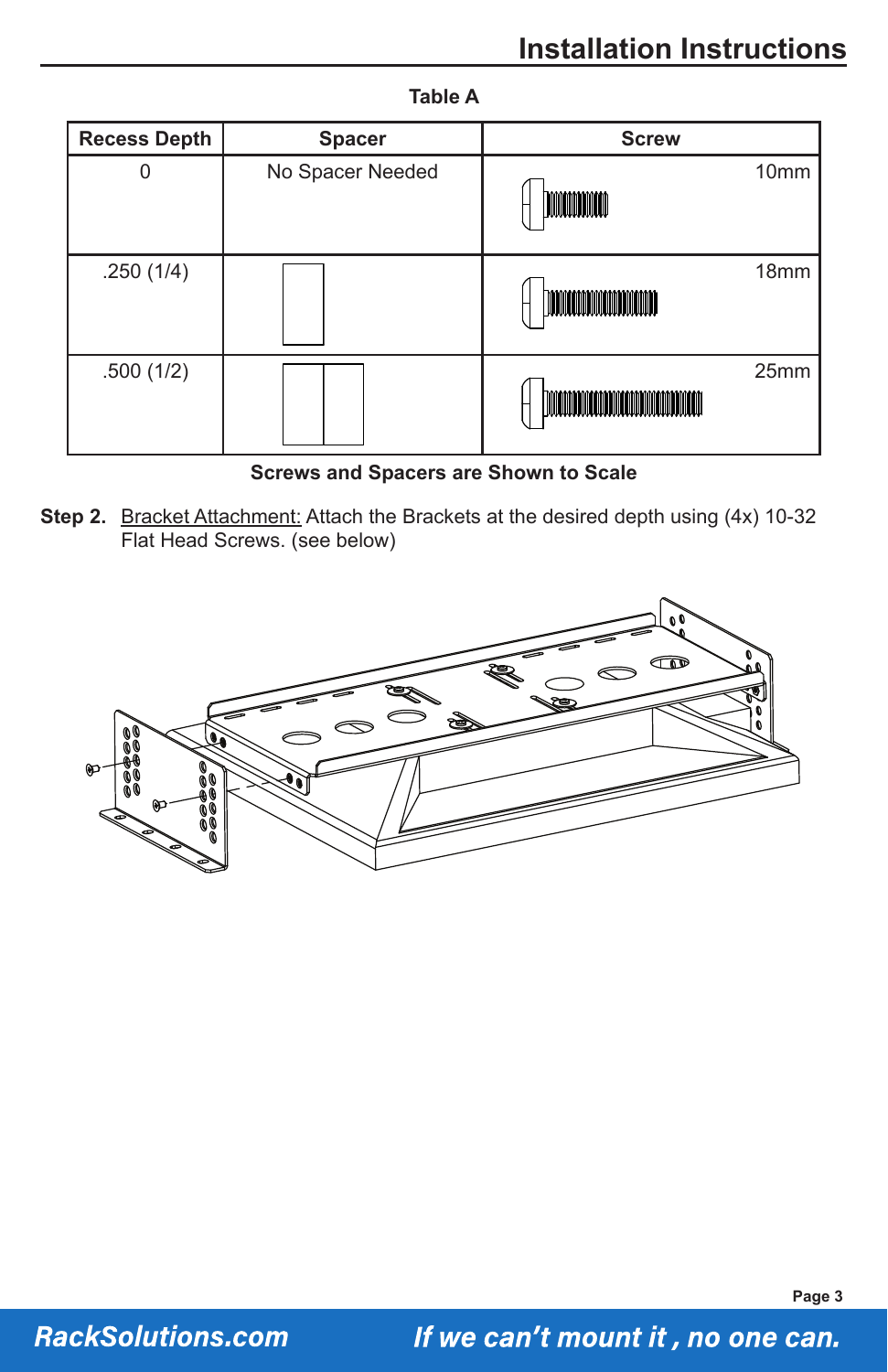# Installation Instructions

**Table A**

| Recess Depth | Spacer | Screw |
|---|---|---|
| 0 | No Spacer Needed | 10mm |
| .250 (1/4) | | 18mm |
| .500 (1/2) | | 25mm |

**Screws and Spacers are Shown to Scale**

**Step 2.** Bracket Attachment: Attach the Brackets at the desired depth using (4x) 10-32 Flat Head Screws. (see below)

RackSolutions.com *If we can't mount it , no one can.*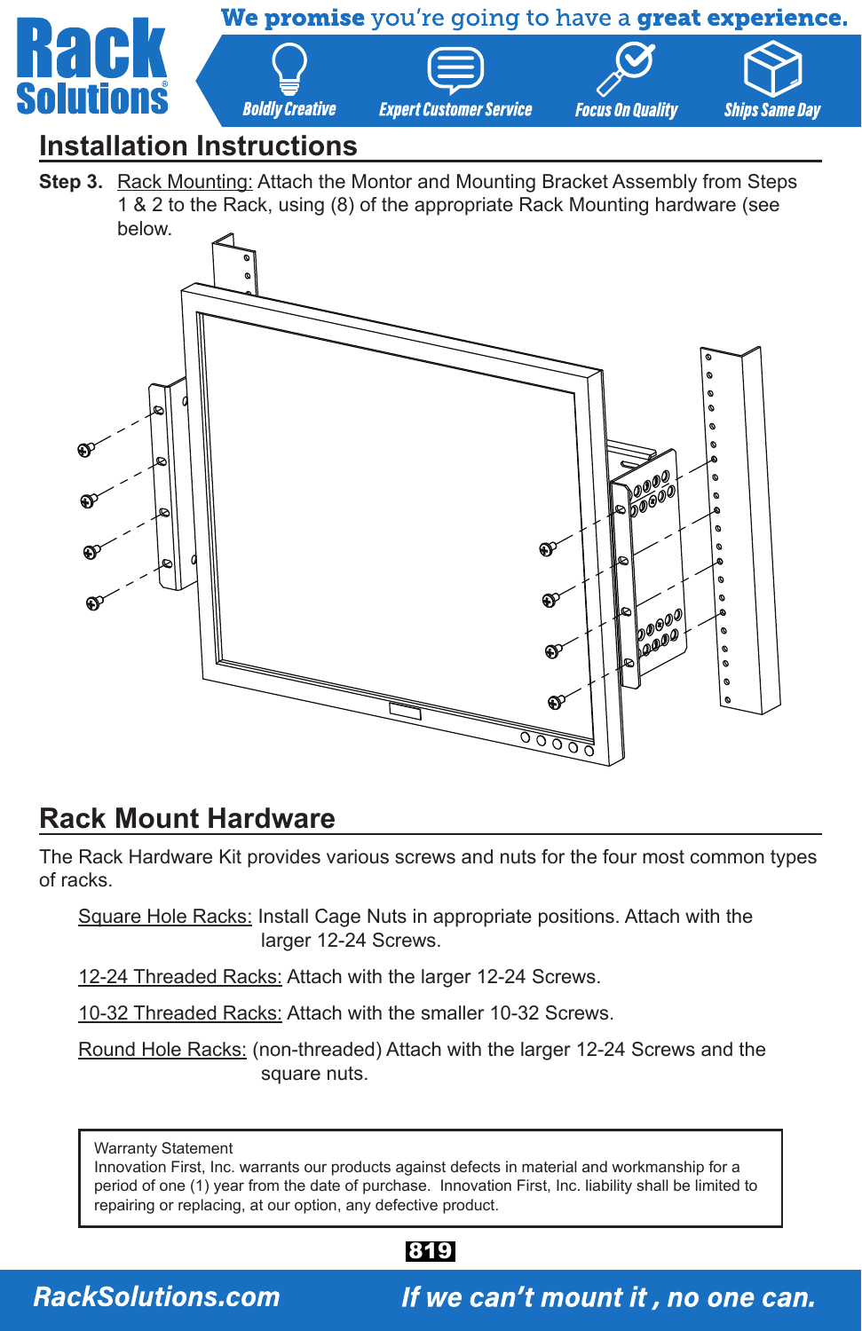## Installation Instructions

**Step 3.** Rack Mounting: Attach the Montor and Mounting Bracket Assembly from Steps 1 & 2 to the Rack, using (8) of the appropriate Rack Mounting hardware (see below.

## Rack Mount Hardware

The Rack Hardware Kit provides various screws and nuts for the four most common types of racks.

Square Hole Racks: Install Cage Nuts in appropriate positions. Attach with the larger 12-24 Screws.

12-24 Threaded Racks: Attach with the larger 12-24 Screws.

10-32 Threaded Racks: Attach with the smaller 10-32 Screws.

Round Hole Racks: (non-threaded) Attach with the larger 12-24 Screws and the square nuts.

Warranty Statement
Innovation First, Inc. warrants our products against defects in material and workmanship for a period of one (1) year from the date of purchase. Innovation First, Inc. liability shall be limited to repairing or replacing, at our option, any defective product.